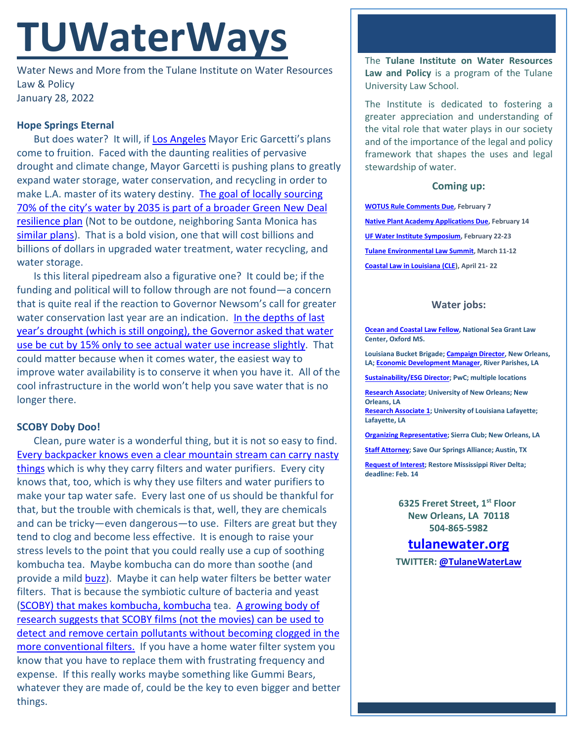# TUWaterWays

Water News and More from the Tulane Institute on Water Resources Law & Policy
January 28, 2022

### Hope Springs Eternal

But does water? It will, if Los Angeles Mayor Eric Garcetti's plans come to fruition. Faced with the daunting realities of pervasive drought and climate change, Mayor Garcetti is pushing plans to greatly expand water storage, water conservation, and recycling in order to make L.A. master of its watery destiny. The goal of locally sourcing 70% of the city's water by 2035 is part of a broader Green New Deal resilience plan (Not to be outdone, neighboring Santa Monica has similar plans). That is a bold vision, one that will cost billions and billions of dollars in upgraded water treatment, water recycling, and water storage.

Is this literal pipedream also a figurative one? It could be; if the funding and political will to follow through are not found—a concern that is quite real if the reaction to Governor Newsom's call for greater water conservation last year are an indication. In the depths of last year's drought (which is still ongoing), the Governor asked that water use be cut by 15% only to see actual water use increase slightly. That could matter because when it comes water, the easiest way to improve water availability is to conserve it when you have it. All of the cool infrastructure in the world won't help you save water that is no longer there.

### SCOBY Doby Doo!

Clean, pure water is a wonderful thing, but it is not so easy to find. Every backpacker knows even a clear mountain stream can carry nasty things which is why they carry filters and water purifiers. Every city knows that, too, which is why they use filters and water purifiers to make your tap water safe. Every last one of us should be thankful for that, but the trouble with chemicals is that, well, they are chemicals and can be tricky—even dangerous—to use. Filters are great but they tend to clog and become less effective. It is enough to raise your stress levels to the point that you could really use a cup of soothing kombucha tea. Maybe kombucha can do more than soothe (and provide a mild buzz). Maybe it can help water filters be better water filters. That is because the symbiotic culture of bacteria and yeast (SCOBY) that makes kombucha, kombucha tea. A growing body of research suggests that SCOBY films (not the movies) can be used to detect and remove certain pollutants without becoming clogged in the more conventional filters. If you have a home water filter system you know that you have to replace them with frustrating frequency and expense. If this really works maybe something like Gummi Bears, whatever they are made of, could be the key to even bigger and better things.

---

The **Tulane Institute on Water Resources Law and Policy** is a program of the Tulane University Law School.

The Institute is dedicated to fostering a greater appreciation and understanding of the vital role that water plays in our society and of the importance of the legal and policy framework that shapes the uses and legal stewardship of water.

#### Coming up:

- **WOTUS Rule Comments Due, February 7**
- **Native Plant Academy Applications Due, February 14**
- **UF Water Institute Symposium, February 22-23**
- **Tulane Environmental Law Summit, March 11-12**
- **Coastal Law in Louisiana (CLE), April 21- 22**

#### Water jobs:

**Ocean and Coastal Law Fellow, National Sea Grant Law Center, Oxford MS.**

**Louisiana Bucket Brigade; Campaign Director, New Orleans, LA; Economic Development Manager, River Parishes, LA**

**Sustainability/ESG Director; PwC; multiple locations**

**Research Associate; University of New Orleans; New Orleans, LA**
**Research Associate 1; University of Louisiana Lafayette; Lafayette, LA**

**Organizing Representative; Sierra Club; New Orleans, LA**

**Staff Attorney; Save Our Springs Alliance; Austin, TX**

**Request of Interest; Restore Mississippi River Delta; deadline: Feb. 14**

**6325 Freret Street, 1st Floor**
**New Orleans, LA 70118**
**504-865-5982**

## tulanewater.org

**TWITTER: @TulaneWaterLaw**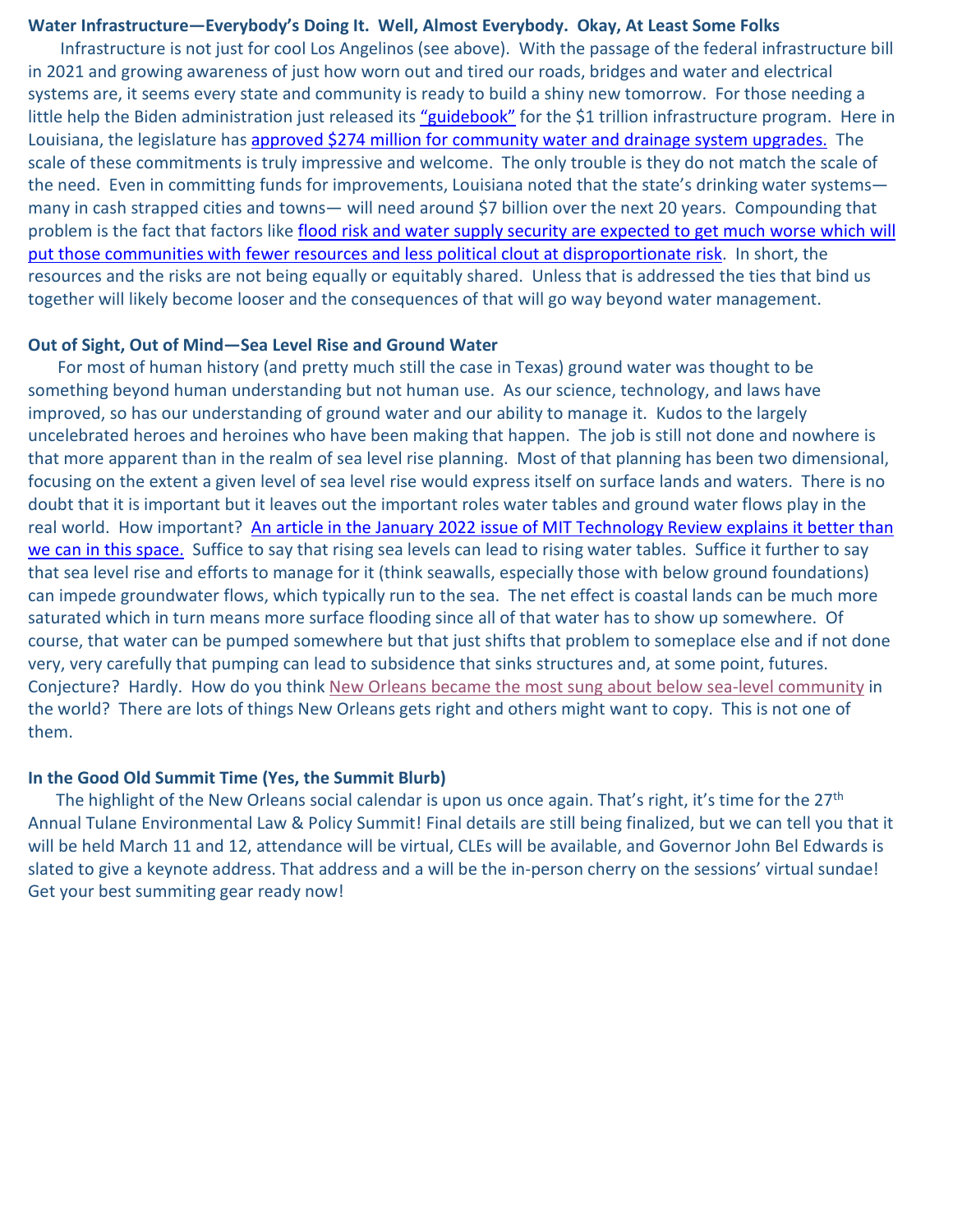### Water Infrastructure—Everybody's Doing It. Well, Almost Everybody. Okay, At Least Some Folks

Infrastructure is not just for cool Los Angelinos (see above). With the passage of the federal infrastructure bill in 2021 and growing awareness of just how worn out and tired our roads, bridges and water and electrical systems are, it seems every state and community is ready to build a shiny new tomorrow. For those needing a little help the Biden administration just released its "guidebook" for the $1 trillion infrastructure program. Here in Louisiana, the legislature has approved $274 million for community water and drainage system upgrades. The scale of these commitments is truly impressive and welcome. The only trouble is they do not match the scale of the need. Even in committing funds for improvements, Louisiana noted that the state's drinking water systems—many in cash strapped cities and towns— will need around $7 billion over the next 20 years. Compounding that problem is the fact that factors like flood risk and water supply security are expected to get much worse which will put those communities with fewer resources and less political clout at disproportionate risk. In short, the resources and the risks are not being equally or equitably shared. Unless that is addressed the ties that bind us together will likely become looser and the consequences of that will go way beyond water management.

### Out of Sight, Out of Mind—Sea Level Rise and Ground Water

For most of human history (and pretty much still the case in Texas) ground water was thought to be something beyond human understanding but not human use. As our science, technology, and laws have improved, so has our understanding of ground water and our ability to manage it. Kudos to the largely uncelebrated heroes and heroines who have been making that happen. The job is still not done and nowhere is that more apparent than in the realm of sea level rise planning. Most of that planning has been two dimensional, focusing on the extent a given level of sea level rise would express itself on surface lands and waters. There is no doubt that it is important but it leaves out the important roles water tables and ground water flows play in the real world. How important? An article in the January 2022 issue of MIT Technology Review explains it better than we can in this space. Suffice to say that rising sea levels can lead to rising water tables. Suffice it further to say that sea level rise and efforts to manage for it (think seawalls, especially those with below ground foundations) can impede groundwater flows, which typically run to the sea. The net effect is coastal lands can be much more saturated which in turn means more surface flooding since all of that water has to show up somewhere. Of course, that water can be pumped somewhere but that just shifts that problem to someplace else and if not done very, very carefully that pumping can lead to subsidence that sinks structures and, at some point, futures. Conjecture? Hardly. How do you think New Orleans became the most sung about below sea-level community in the world? There are lots of things New Orleans gets right and others might want to copy. This is not one of them.

### In the Good Old Summit Time (Yes, the Summit Blurb)

The highlight of the New Orleans social calendar is upon us once again. That's right, it's time for the 27th Annual Tulane Environmental Law & Policy Summit! Final details are still being finalized, but we can tell you that it will be held March 11 and 12, attendance will be virtual, CLEs will be available, and Governor John Bel Edwards is slated to give a keynote address. That address and a will be the in-person cherry on the sessions' virtual sundae! Get your best summiting gear ready now!